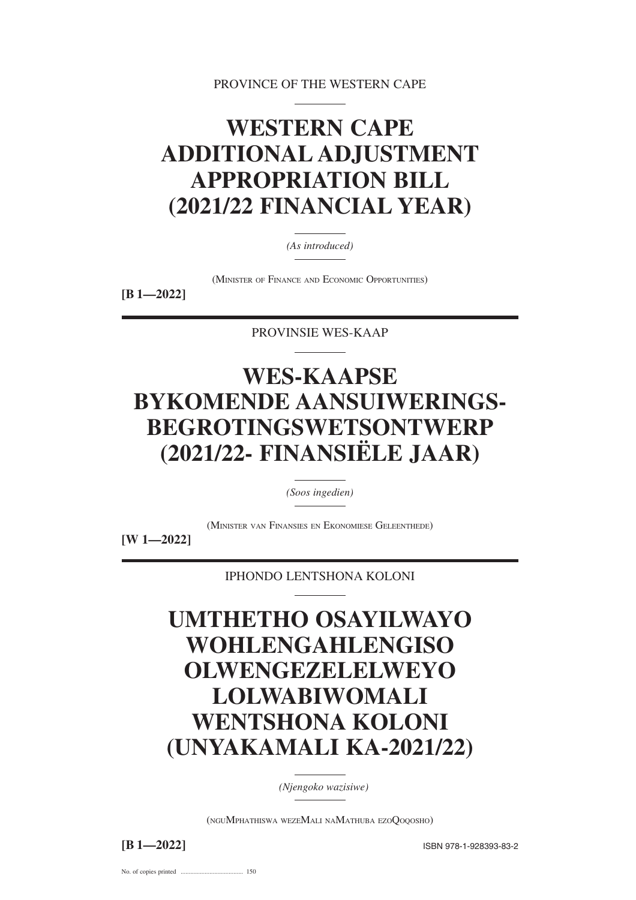PROVINCE OF THE WESTERN CAPE

# WESTERN CAPE ADDITIONAL ADJUSTMENT APPROPRIATION BILL (2021/22 FINANCIAL YEAR)

*(As introduced)*

(MINISTER OF FINANCE AND ECONOMIC OPPORTUNITIES)

**[B 1—2022]**

---

PROVINSIE WES-KAAP

# WES-KAAPSE BYKOMENDE AANSUIWERINGS-BEGROTINGSWETSONTWERP (2021/22- FINANSIËLE JAAR)

*(Soos ingedien)*

(MINISTER VAN FINANSIES EN EKONOMIESE GELEENTHEDE)

**[W 1—2022]**

---

IPHONDO LENTSHONA KOLONI

# UMTHETHO OSAYILWAYO WOHLENGAHLENGISO OLWENGEZELELWEYO LOLWABIWOMALI WENTSHONA KOLONI (UNYAKAMALI KA-2021/22)

*(Njengoko wazisiwe)*

(nguMPHATHISWA wezeMALI naMATHUBA ezoQOQOSHO)

**[B 1—2022]**

ISBN 978-1-928393-83-2

No. of copies printed ....................................... 150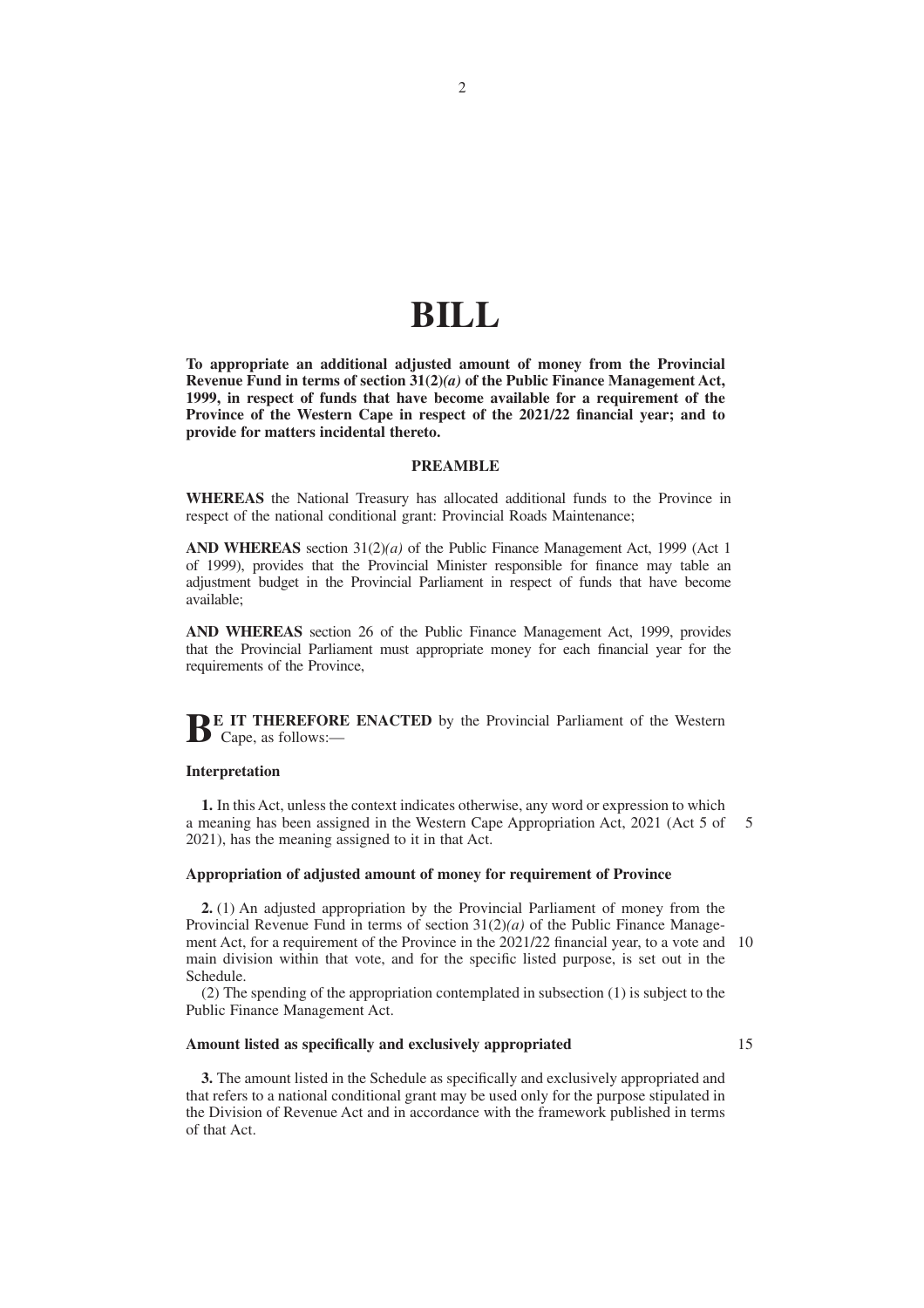# BILL

**To appropriate an additional adjusted amount of money from the Provincial Revenue Fund in terms of section 31(2)*(a)* of the Public Finance Management Act, 1999, in respect of funds that have become available for a requirement of the Province of the Western Cape in respect of the 2021/22 financial year; and to provide for matters incidental thereto.**

## PREAMBLE

**WHEREAS** the National Treasury has allocated additional funds to the Province in respect of the national conditional grant: Provincial Roads Maintenance;

**AND WHEREAS** section 31(2)*(a)* of the Public Finance Management Act, 1999 (Act 1 of 1999), provides that the Provincial Minister responsible for finance may table an adjustment budget in the Provincial Parliament in respect of funds that have become available;

**AND WHEREAS** section 26 of the Public Finance Management Act, 1999, provides that the Provincial Parliament must appropriate money for each financial year for the requirements of the Province,

**BE IT THEREFORE ENACTED** by the Provincial Parliament of the Western Cape, as follows:—

### Interpretation

**1.** In this Act, unless the context indicates otherwise, any word or expression to which a meaning has been assigned in the Western Cape Appropriation Act, 2021 (Act 5 of 2021), has the meaning assigned to it in that Act.

### Appropriation of adjusted amount of money for requirement of Province

**2.** (1) An adjusted appropriation by the Provincial Parliament of money from the Provincial Revenue Fund in terms of section 31(2)*(a)* of the Public Finance Management Act, for a requirement of the Province in the 2021/22 financial year, to a vote and main division within that vote, and for the specific listed purpose, is set out in the Schedule.

(2) The spending of the appropriation contemplated in subsection (1) is subject to the Public Finance Management Act.

### Amount listed as specifically and exclusively appropriated

**3.** The amount listed in the Schedule as specifically and exclusively appropriated and that refers to a national conditional grant may be used only for the purpose stipulated in the Division of Revenue Act and in accordance with the framework published in terms of that Act.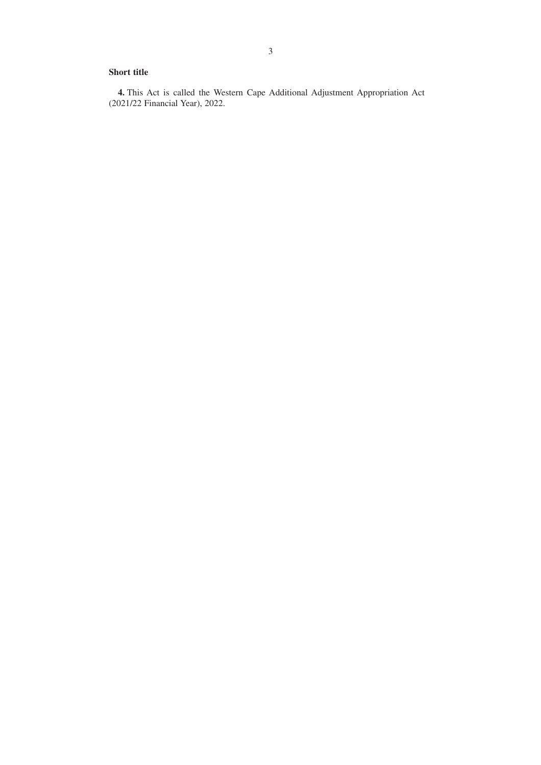**Short title**

**4.** This Act is called the Western Cape Additional Adjustment Appropriation Act (2021/22 Financial Year), 2022.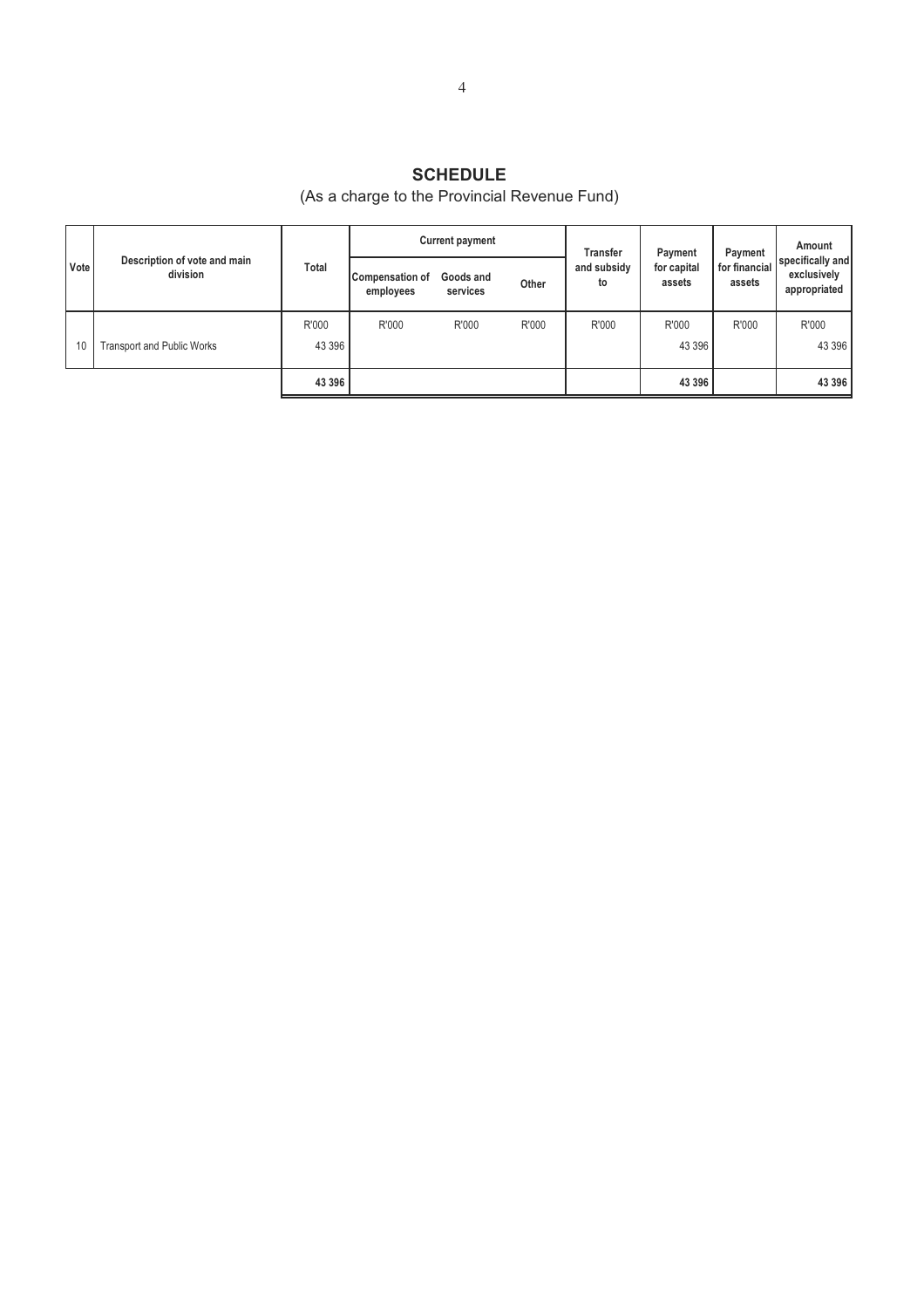# SCHEDULE

(As a charge to the Provincial Revenue Fund)

| Vote | Description of vote and main division | Total | Current payment | | | Transfer and subsidy to | Payment for capital assets | Payment for financial assets | Amount specifically and exclusively appropriated |
|---|---|---|---|---|---|---|---|---|---|
| | | | Compensation of employees | Goods and services | Other | | | | |
| | | R'000 | R'000 | R'000 | R'000 | R'000 | R'000 | R'000 | R'000 |
| 10 | Transport and Public Works | 43 396 | | | | | 43 396 | | 43 396 |
| | | **43 396** | | | | | **43 396** | | **43 396** |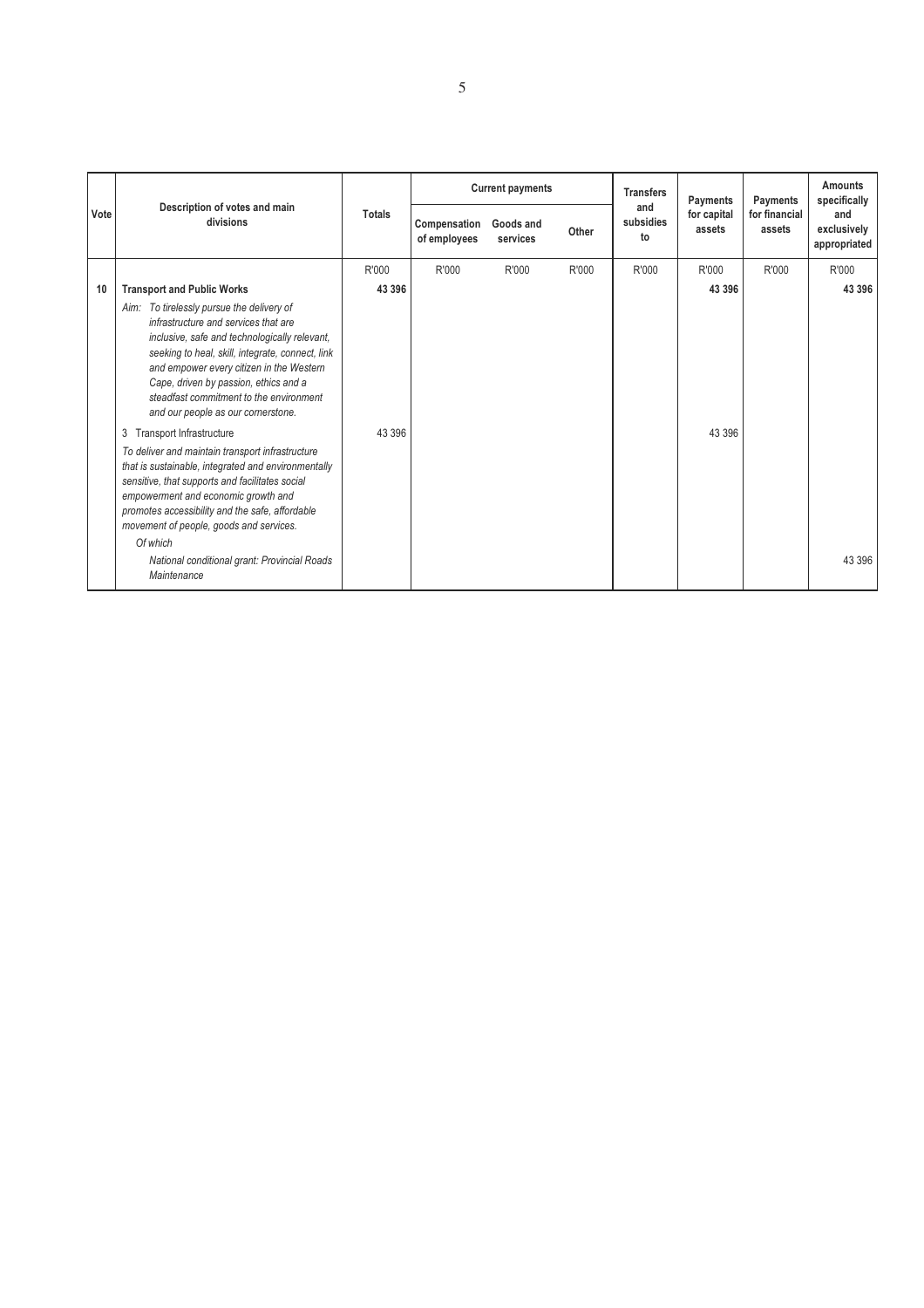| Vote | Description of votes and main divisions | Totals | Current payments | | | Transfers and subsidies to | Payments for capital assets | Payments for financial assets | Amounts specifically and exclusively appropriated |
|---|---|---|---|---|---|---|---|---|---|
| | | | Compensation of employees | Goods and services | Other | | | | |
| | | R'000 | R'000 | R'000 | R'000 | R'000 | R'000 | R'000 | R'000 |
| **10** | **Transport and Public Works** | **43 396** | | | | | **43 396** | | **43 396** |
| | *Aim: To tirelessly pursue the delivery of infrastructure and services that are inclusive, safe and technologically relevant, seeking to heal, skill, integrate, connect, link and empower every citizen in the Western Cape, driven by passion, ethics and a steadfast commitment to the environment and our people as our cornerstone.* | | | | | | | | |
| | 3 Transport Infrastructure | 43 396 | | | | | 43 396 | | |
| | *To deliver and maintain transport infrastructure that is sustainable, integrated and environmentally sensitive, that supports and facilitates social empowerment and economic growth and promotes accessibility and the safe, affordable movement of people, goods and services.* | | | | | | | | |
| | *Of which* | | | | | | | | |
| | *National conditional grant: Provincial Roads Maintenance* | | | | | | | | 43 396 |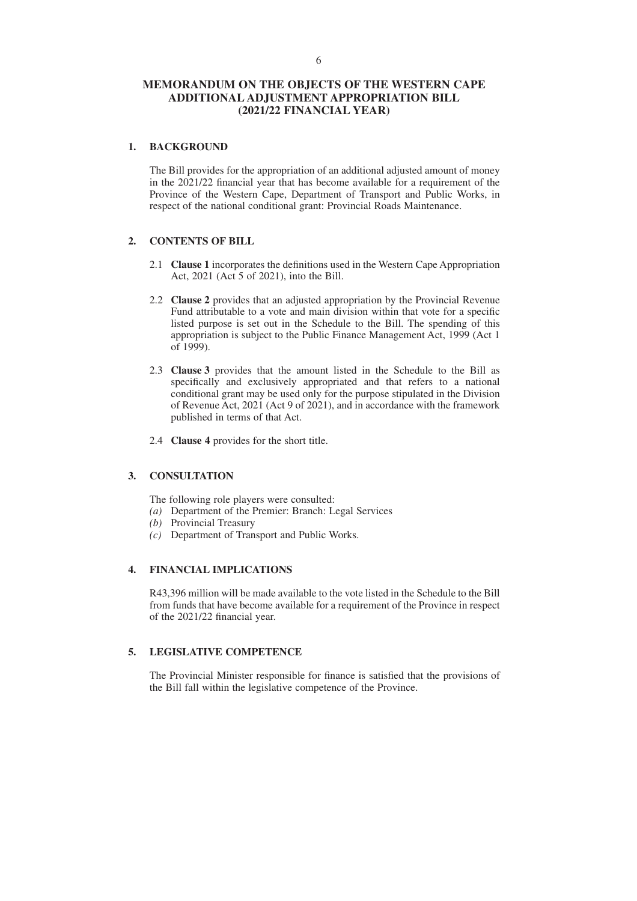# MEMORANDUM ON THE OBJECTS OF THE WESTERN CAPE ADDITIONAL ADJUSTMENT APPROPRIATION BILL (2021/22 FINANCIAL YEAR)

## 1. BACKGROUND

The Bill provides for the appropriation of an additional adjusted amount of money in the 2021/22 financial year that has become available for a requirement of the Province of the Western Cape, Department of Transport and Public Works, in respect of the national conditional grant: Provincial Roads Maintenance.

## 2. CONTENTS OF BILL

2.1 **Clause 1** incorporates the definitions used in the Western Cape Appropriation Act, 2021 (Act 5 of 2021), into the Bill.

2.2 **Clause 2** provides that an adjusted appropriation by the Provincial Revenue Fund attributable to a vote and main division within that vote for a specific listed purpose is set out in the Schedule to the Bill. The spending of this appropriation is subject to the Public Finance Management Act, 1999 (Act 1 of 1999).

2.3 **Clause 3** provides that the amount listed in the Schedule to the Bill as specifically and exclusively appropriated and that refers to a national conditional grant may be used only for the purpose stipulated in the Division of Revenue Act, 2021 (Act 9 of 2021), and in accordance with the framework published in terms of that Act.

2.4 **Clause 4** provides for the short title.

## 3. CONSULTATION

The following role players were consulted:

*(a)* Department of the Premier: Branch: Legal Services
*(b)* Provincial Treasury
*(c)* Department of Transport and Public Works.

## 4. FINANCIAL IMPLICATIONS

R43,396 million will be made available to the vote listed in the Schedule to the Bill from funds that have become available for a requirement of the Province in respect of the 2021/22 financial year.

## 5. LEGISLATIVE COMPETENCE

The Provincial Minister responsible for finance is satisfied that the provisions of the Bill fall within the legislative competence of the Province.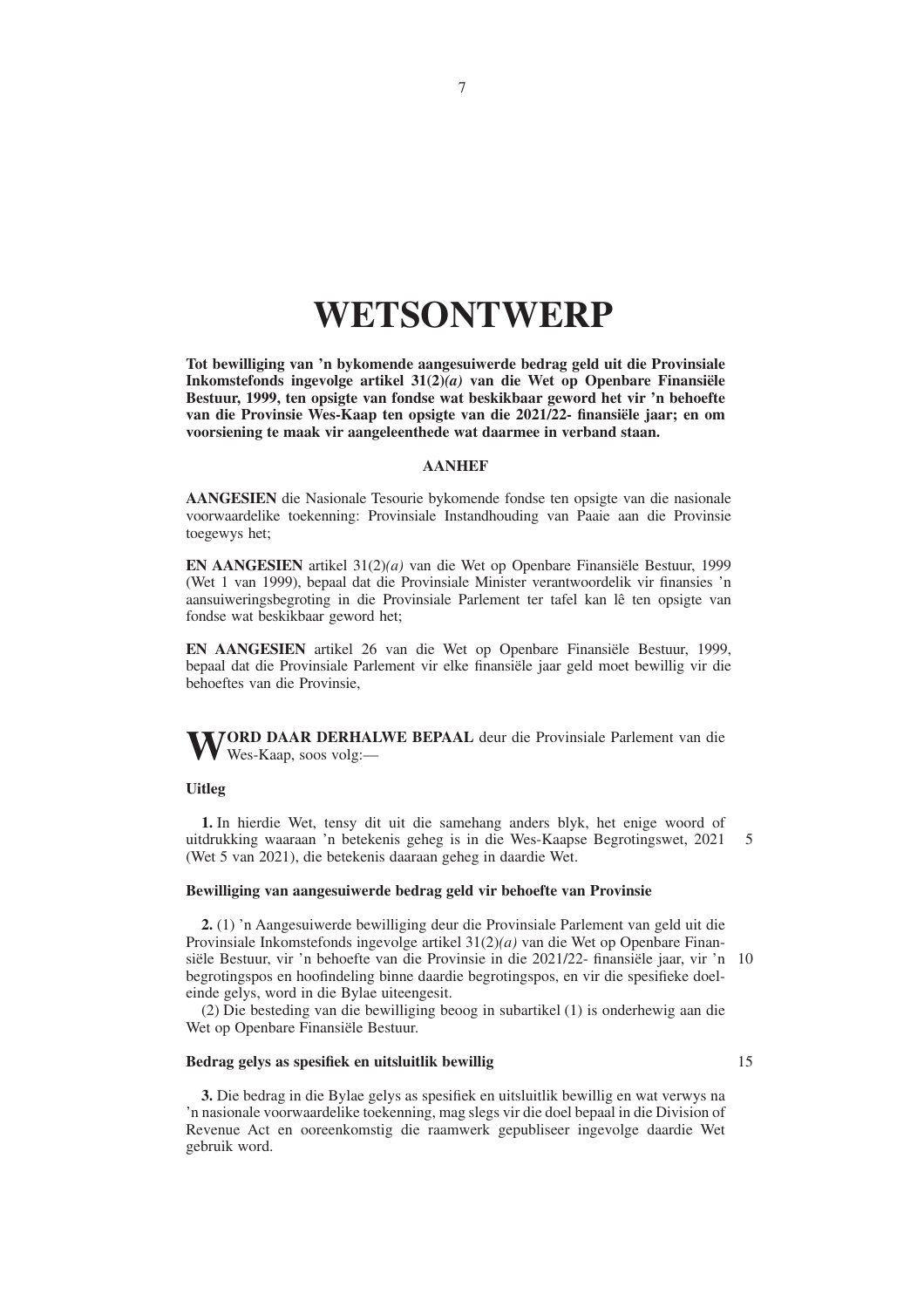# WETSONTWERP

**Tot bewilliging van 'n bykomende aangesuiwerde bedrag geld uit die Provinsiale Inkomstefonds ingevolge artikel 31(2)*(a)* van die Wet op Openbare Finansiële Bestuur, 1999, ten opsigte van fondse wat beskikbaar geword het vir 'n behoefte van die Provinsie Wes-Kaap ten opsigte van die 2021/22- finansiële jaar; en om voorsiening te maak vir aangeleenthede wat daarmee in verband staan.**

**AANHEF**

**AANGESIEN** die Nasionale Tesourie bykomende fondse ten opsigte van die nasionale voorwaardelike toekenning: Provinsiale Instandhouding van Paaie aan die Provinsie toegewys het;

**EN AANGESIEN** artikel 31(2)*(a)* van die Wet op Openbare Finansiële Bestuur, 1999 (Wet 1 van 1999), bepaal dat die Provinsiale Minister verantwoordelik vir finansies 'n aansuiweringsbegroting in die Provinsiale Parlement ter tafel kan lê ten opsigte van fondse wat beskikbaar geword het;

**EN AANGESIEN** artikel 26 van die Wet op Openbare Finansiële Bestuur, 1999, bepaal dat die Provinsiale Parlement vir elke finansiële jaar geld moet bewillig vir die behoeftes van die Provinsie,

**WORD DAAR DERHALWE BEPAAL** deur die Provinsiale Parlement van die Wes-Kaap, soos volg:—

**Uitleg**

**1.** In hierdie Wet, tensy dit uit die samehang anders blyk, het enige woord of uitdrukking waaraan 'n betekenis geheg is in die Wes-Kaapse Begrotingswet, 2021 (Wet 5 van 2021), die betekenis daaraan geheg in daardie Wet.

**Bewilliging van aangesuiwerde bedrag geld vir behoefte van Provinsie**

**2.** (1) 'n Aangesuiwerde bewilliging deur die Provinsiale Parlement van geld uit die Provinsiale Inkomstefonds ingevolge artikel 31(2)*(a)* van die Wet op Openbare Finansiële Bestuur, vir 'n behoefte van die Provinsie in die 2021/22- finansiële jaar, vir 'n begrotingspos en hoofindeling binne daardie begrotingspos, en vir die spesifieke doeleinde gelys, word in die Bylae uiteengesit.

(2) Die besteding van die bewilliging beoog in subartikel (1) is onderhewig aan die Wet op Openbare Finansiële Bestuur.

**Bedrag gelys as spesifiek en uitsluitlik bewillig**

**3.** Die bedrag in die Bylae gelys as spesifiek en uitsluitlik bewillig en wat verwys na 'n nasionale voorwaardelike toekenning, mag slegs vir die doel bepaal in die Division of Revenue Act en ooreenkomstig die raamwerk gepubliseer ingevolge daardie Wet gebruik word.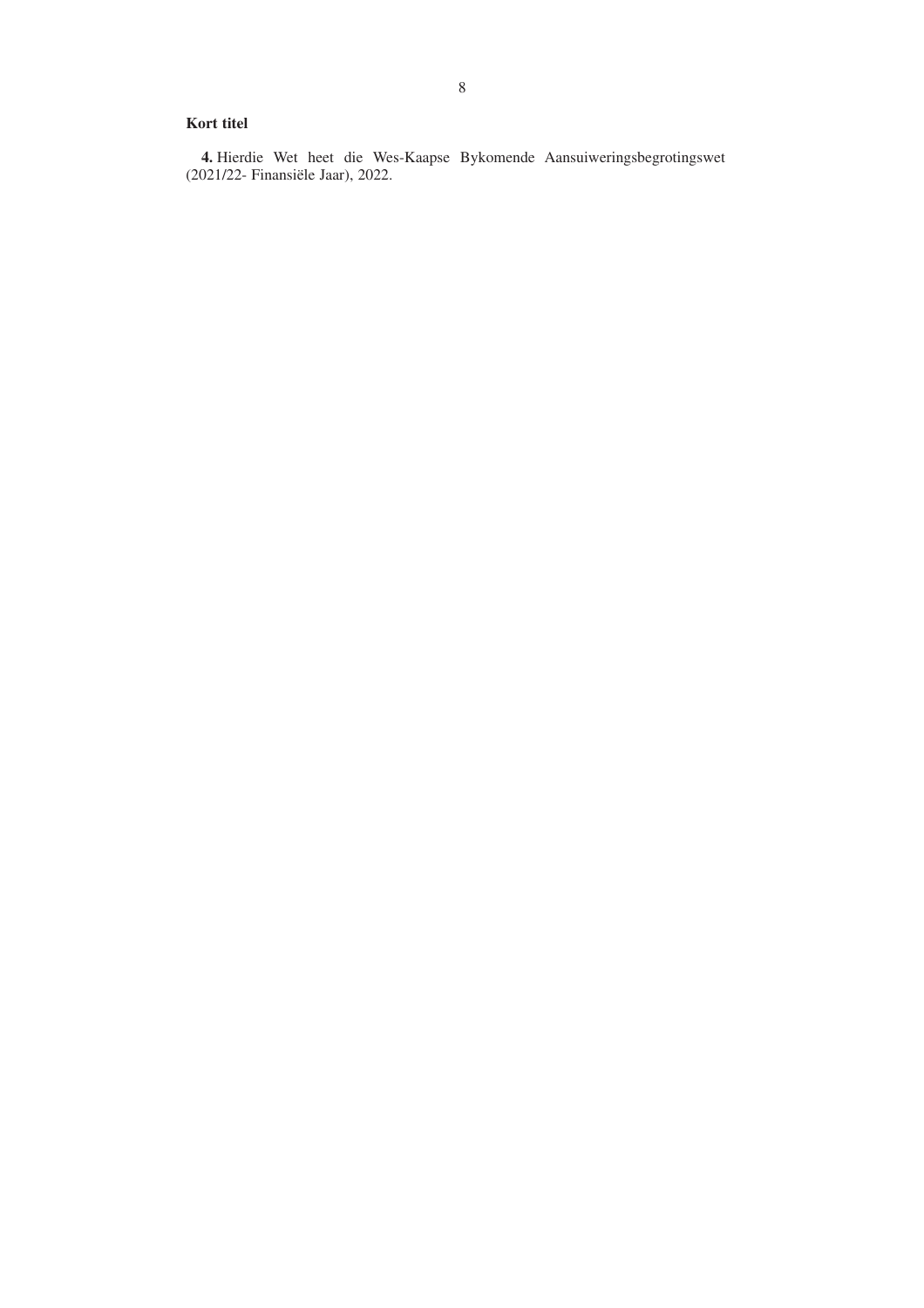**Kort titel**

**4.** Hierdie Wet heet die Wes-Kaapse Bykomende Aansuiweringsbegrotingswet (2021/22- Finansiële Jaar), 2022.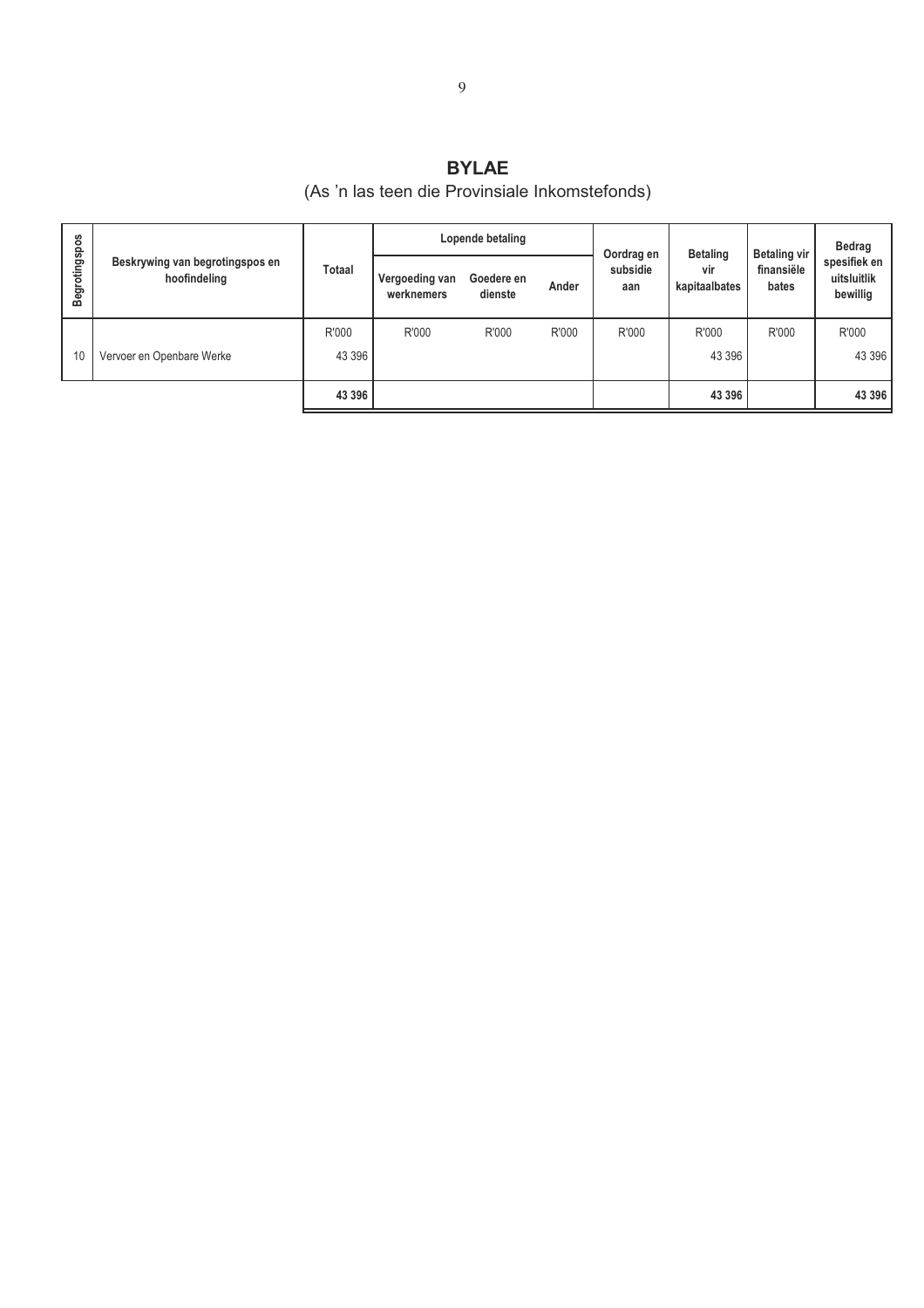# BYLAE

(As 'n las teen die Provinsiale Inkomstefonds)

| Begrotingspos | Beskrywing van begrotingspos en hoofindeling | Totaal | Lopende betaling | | | Oordrag en subsidie aan | Betaling vir kapitaalbates | Betaling vir finansiële bates | Bedrag spesifiek en uitsluitlik bewillig |
|---|---|---|---|---|---|---|---|---|---|
| | | | Vergoeding van werknemers | Goedere en dienste | Ander | | | | |
| | | R'000 | R'000 | R'000 | R'000 | R'000 | R'000 | R'000 | R'000 |
| 10 | Vervoer en Openbare Werke | 43 396 | | | | | 43 396 | | 43 396 |
| | | **43 396** | | | | | **43 396** | | **43 396** |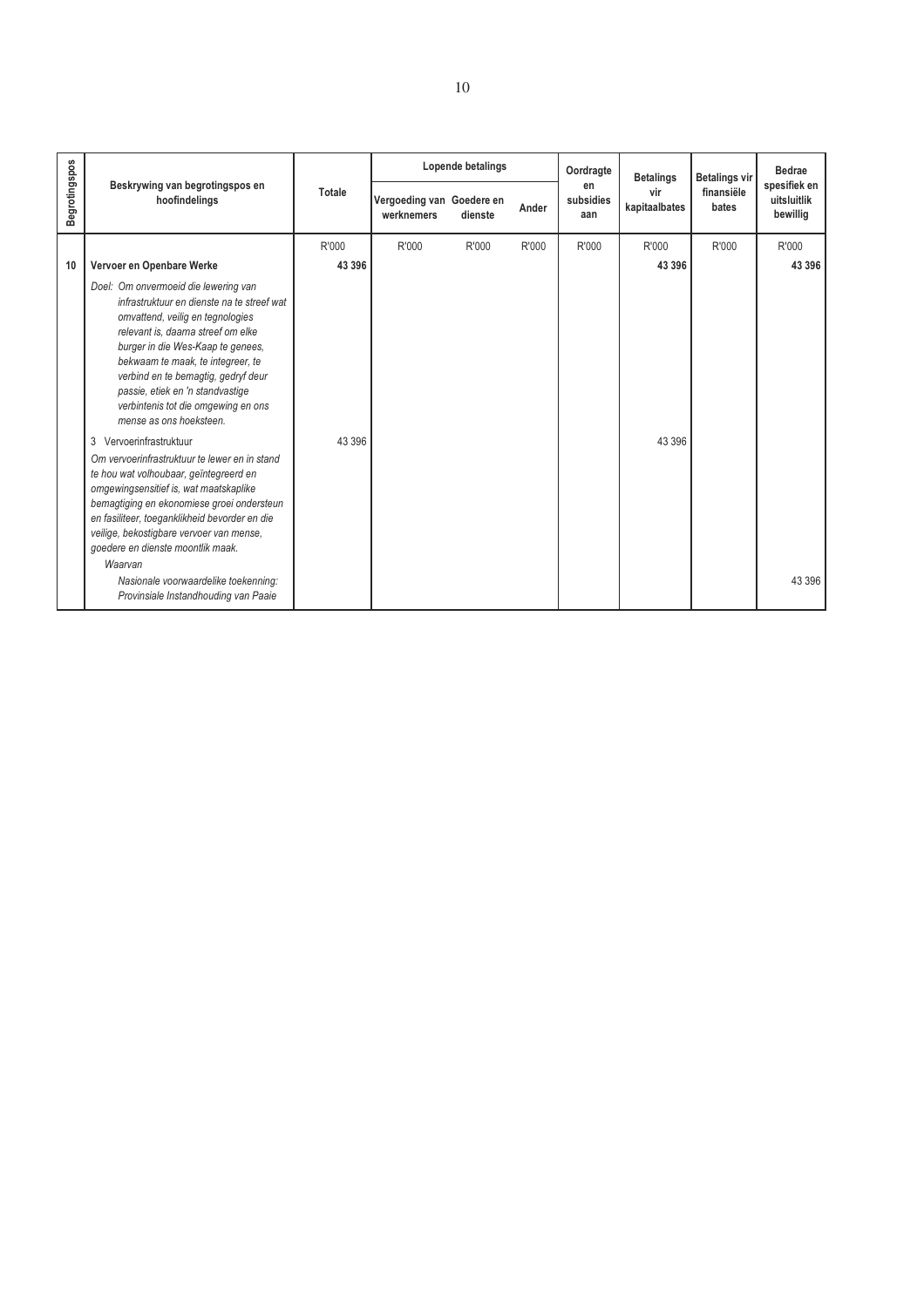| Begrotingspos | Beskrywing van begrotingspos en hoofindelings | Totale | Lopende betalings | | | Oordragte en subsidies aan | Betalings vir kapitaalbates | Betalings vir finansiële bates | Bedrae spesifiek en uitsluitlik bewillig |
|---|---|---|---|---|---|---|---|---|---|
| | | | Vergoeding van werknemers | Goedere en dienste | Ander | | | | |
| | | R'000 | R'000 | R'000 | R'000 | R'000 | R'000 | R'000 | R'000 |
| **10** | **Vervoer en Openbare Werke** | **43 396** | | | | | **43 396** | | **43 396** |
| | *Doel: Om onvermoeid die lewering van infrastruktuur en dienste na te streef wat omvattend, veilig en tegnologies relevant is, daarna streef om elke burger in die Wes-Kaap te genees, bekwaam te maak, te integreer, te verbind en te bemagtig, gedryf deur passie, etiek en 'n standvastige verbintenis tot die omgewing en ons mense as ons hoeksteen.* | | | | | | | | |
| | 3 Vervoerinfrastruktuur | 43 396 | | | | | 43 396 | | |
| | *Om vervoerinfrastruktuur te lewer en in stand te hou wat volhoubaar, geïntegreerd en omgewingsensitief is, wat maatskaplike bemagtiging en ekonomiese groei ondersteun en fasiliteer, toeganklikheid bevorder en die veilige, bekostigbare vervoer van mense, goedere en dienste moontlik maak.* | | | | | | | | |
| | *Waarvan* | | | | | | | | |
| | *Nasionale voorwaardelike toekenning: Provinsiale Instandhouding van Paaie* | | | | | | | | 43 396 |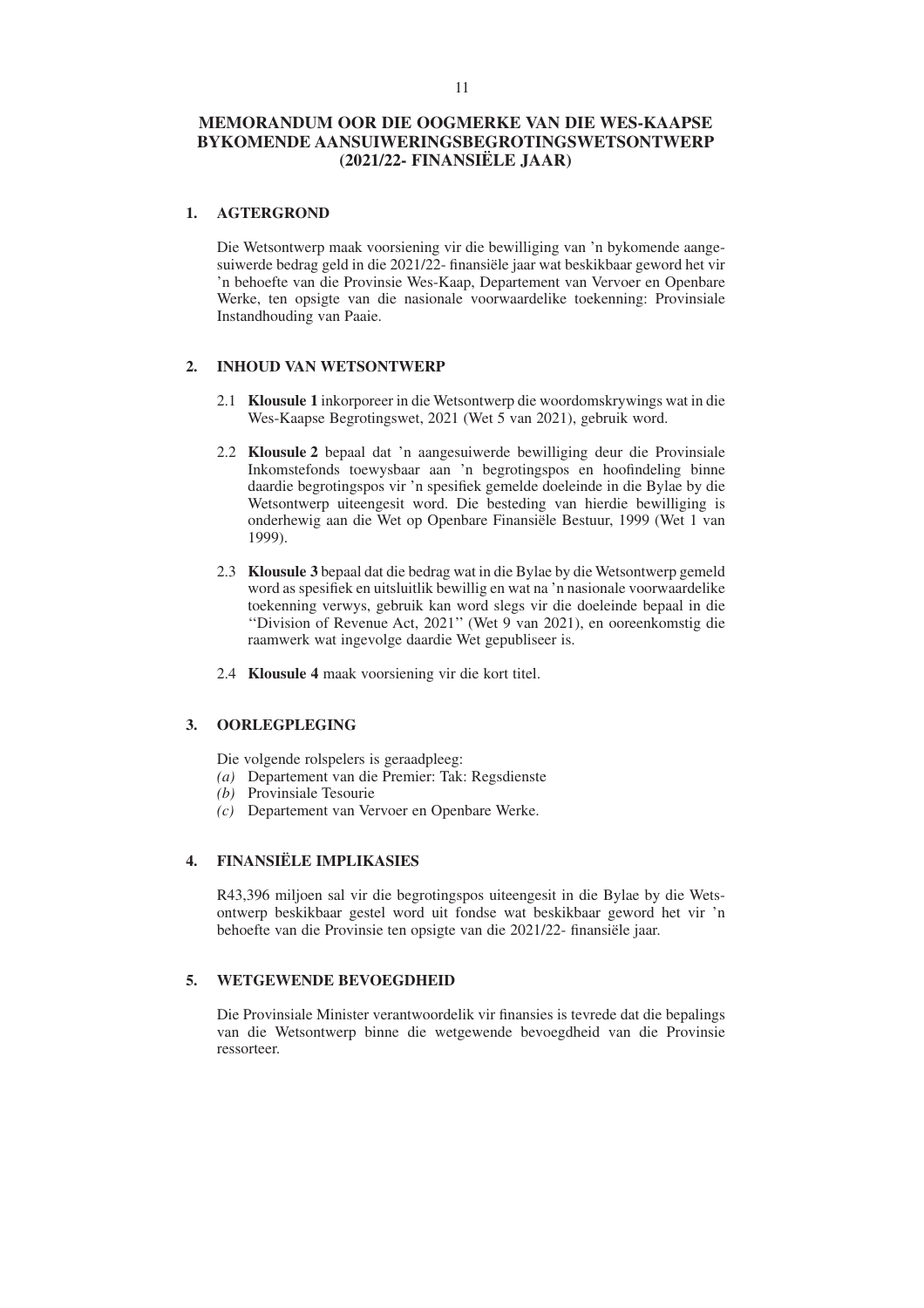# MEMORANDUM OOR DIE OOGMERKE VAN DIE WES-KAAPSE BYKOMENDE AANSUIWERINGSBEGROTINGSWETSONTWERP (2021/22- FINANSIËLE JAAR)

## 1. AGTERGROND

Die Wetsontwerp maak voorsiening vir die bewilliging van 'n bykomende aangesuiwerde bedrag geld in die 2021/22- finansiële jaar wat beskikbaar geword het vir 'n behoefte van die Provinsie Wes-Kaap, Departement van Vervoer en Openbare Werke, ten opsigte van die nasionale voorwaardelike toekenning: Provinsiale Instandhouding van Paaie.

## 2. INHOUD VAN WETSONTWERP

2.1 **Klousule 1** inkorporeer in die Wetsontwerp die woordomskrywings wat in die Wes-Kaapse Begrotingswet, 2021 (Wet 5 van 2021), gebruik word.

2.2 **Klousule 2** bepaal dat 'n aangesuiwerde bewilliging deur die Provinsiale Inkomstefonds toewysbaar aan 'n begrotingspos en hoofindeling binne daardie begrotingspos vir 'n spesifiek gemelde doeleinde in die Bylae by die Wetsontwerp uiteengesit word. Die besteding van hierdie bewilliging is onderhewig aan die Wet op Openbare Finansiële Bestuur, 1999 (Wet 1 van 1999).

2.3 **Klousule 3** bepaal dat die bedrag wat in die Bylae by die Wetsontwerp gemeld word as spesifiek en uitsluitlik bewillig en wat na 'n nasionale voorwaardelike toekenning verwys, gebruik kan word slegs vir die doeleinde bepaal in die ''Division of Revenue Act, 2021'' (Wet 9 van 2021), en ooreenkomstig die raamwerk wat ingevolge daardie Wet gepubliseer is.

2.4 **Klousule 4** maak voorsiening vir die kort titel.

## 3. OORLEGPLEGING

Die volgende rolspelers is geraadpleeg:

*(a)* Departement van die Premier: Tak: Regsdienste
*(b)* Provinsiale Tesourie
*(c)* Departement van Vervoer en Openbare Werke.

## 4. FINANSIËLE IMPLIKASIES

R43,396 miljoen sal vir die begrotingspos uiteengesit in die Bylae by die Wetsontwerp beskikbaar gestel word uit fondse wat beskikbaar geword het vir 'n behoefte van die Provinsie ten opsigte van die 2021/22- finansiële jaar.

## 5. WETGEWENDE BEVOEGDHEID

Die Provinsiale Minister verantwoordelik vir finansies is tevrede dat die bepalings van die Wetsontwerp binne die wetgewende bevoegdheid van die Provinsie ressorteer.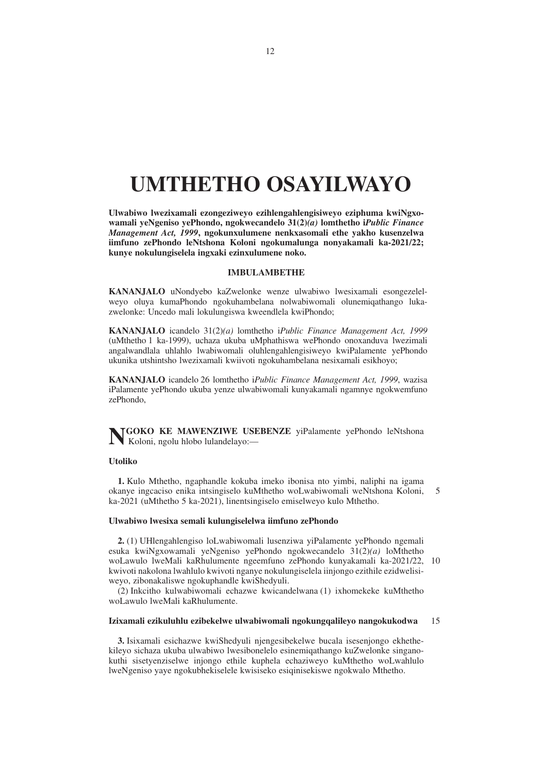# UMTHETHO OSAYILWAYO

**Ulwabiwo lwezixamali ezongeziweyo ezihlengahlengisiweyo eziphuma kwiNgxowamali yeNgeniso yePhondo, ngokwecandelo 31(2)*(a)* lomthetho i*Public Finance Management Act, 1999*, ngokunxulumene nenkxasomali ethe yakho kusenzelwa iimfuno zePhondo leNtshona Koloni ngokumalunga nonyakamali ka-2021/22; kunye nokulungiselela ingxaki ezinxulumene noko.**

### IMBULAMBETHE

**KANANJALO** uNondyebo kaZwelonke wenze ulwabiwo lwesixamali esongezelelweyo oluya kumaPhondo ngokuhambelana nolwabiwomali olunemiqathango lukazwelonke: Uncedo mali lokulungiswa kweendlela kwiPhondo;

**KANANJALO** icandelo 31(2)*(a)* lomthetho i*Public Finance Management Act, 1999* (uMthetho 1 ka-1999), uchaza ukuba uMphathiswa wePhondo onoxanduva lwezimali angalwandlala uhlahlo lwabiwomali oluhlengahlengisiweyo kwiPalamente yePhondo ukunika utshintsho lwezixamali kwiivoti ngokuhambelana nesixamali esikhoyo;

**KANANJALO** icandelo 26 lomthetho i*Public Finance Management Act, 1999*, wazisa iPalamente yePhondo ukuba yenze ulwabiwomali kunyakamali ngamnye ngokwemfuno zePhondo,

**NGOKO KE MAWENZIWE USEBENZE** yiPalamente yePhondo leNtshona Koloni, ngolu hlobo lulandelayo:—

### Utoliko

**1.** Kulo Mthetho, ngaphandle kokuba imeko ibonisa nto yimbi, naliphi na igama okanye ingcaciso enika intsingiselo kuMthetho woLwabiwomali weNtshona Koloni, ka-2021 (uMthetho 5 ka-2021), linentsingiselo emiselweyo kulo Mthetho.

### Ulwabiwo lwesixa semali kulungiselelwa iimfuno zePhondo

**2.** (1) UHlengahlengiso loLwabiwomali lusenziwa yiPalamente yePhondo ngemali esuka kwiNgxowamali yeNgeniso yePhondo ngokwecandelo 31(2)*(a)* loMthetho woLawulo lweMali kaRhulumente ngeemfuno zePhondo kunyakamali ka-2021/22, kwivoti nakolona lwahlulo kwivoti nganye nokulungiselela iinjongo ezithile ezidwelisiweyo, zibonakaliswe ngokuphandle kwiShedyuli.

(2) Inkcitho kulwabiwomali echazwe kwicandelwana (1) ixhomekeke kuMthetho woLawulo lweMali kaRhulumente.

### Izixamali ezikuluhlu ezibekelwe ulwabiwomali ngokungqalileyo nangokukodwa

**3.** Isixamali esichazwe kwiShedyuli njengesibekelwe bucala isesenjongo ekhethekileyo sichaza ukuba ulwabiwo lwesibonelelo esinemiqathango kuZwelonke singanokuthi sisetyenziselwe injongo ethile kuphela echaziweyo kuMthetho woLwahlulo lweNgeniso yaye ngokubhekiselele kwisiseko esiqinisekiswe ngokwalo Mthetho.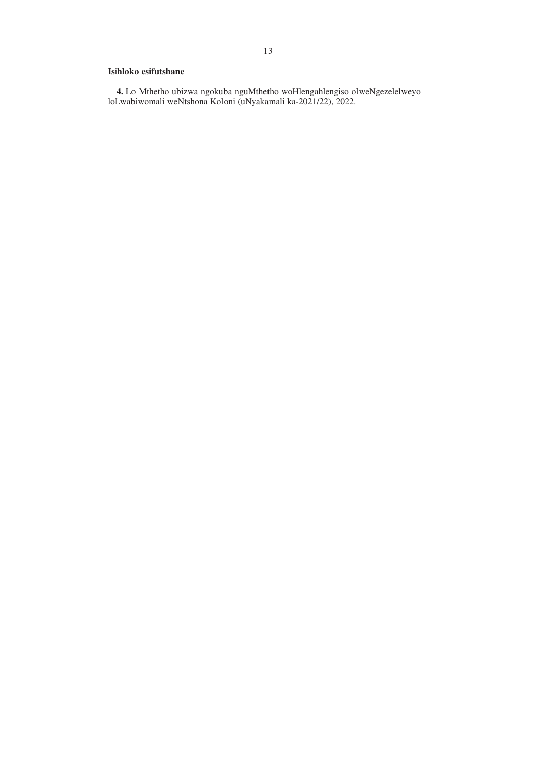**Isihloko esifutshane**

**4.** Lo Mthetho ubizwa ngokuba nguMthetho woHlengahlengiso olweNgezelelweyo loLwabiwomali weNtshona Koloni (uNyakamali ka-2021/22), 2022.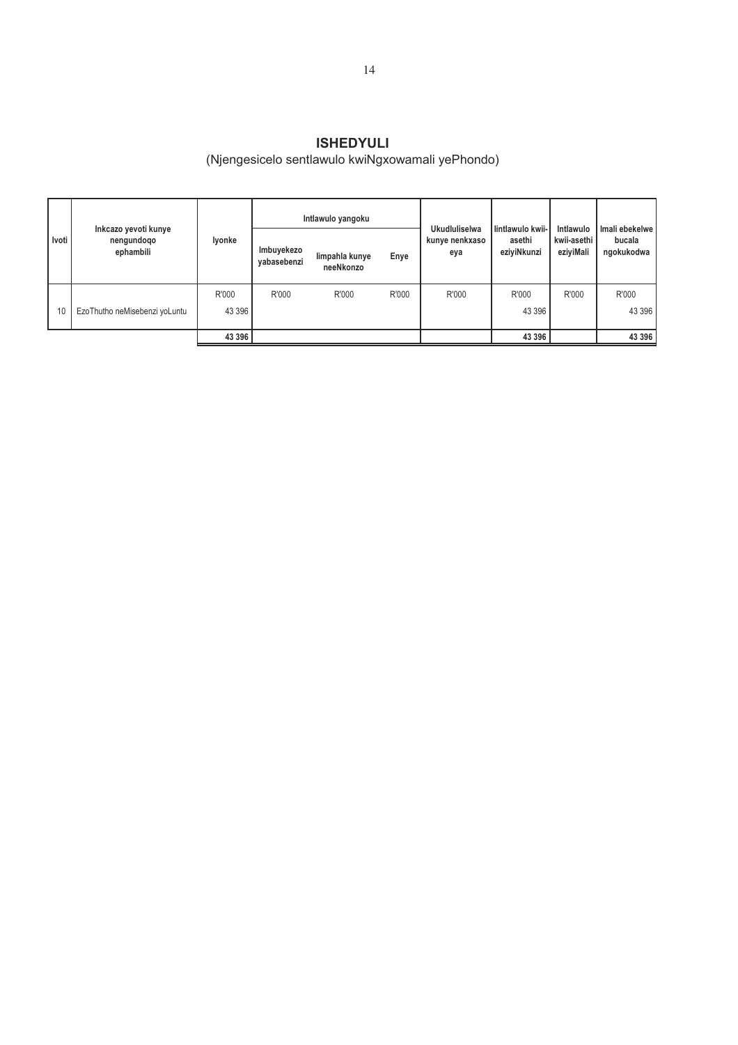# ISHEDYULI

(Njengesicelo sentlawulo kwiNgxowamali yePhondo)

| Ivoti | Inkcazo yevoti kunye nengundoqo ephambili | Iyonke | Intlawulo yangoku | | | Ukudluliselwa kunye nenkxaso eya | Iintlawulo kwii-asethi eziyiNkunzi | Intlawulo kwii-asethi eziyiMali | Imali ebekelwe bucala ngokukodwa |
|---|---|---|---|---|---|---|---|---|---|
| | | | Imbuyekezo yabasebenzi | Iimpahla kunye neeNkonzo | Enye | | | | |
| | | R'000 | R'000 | R'000 | R'000 | R'000 | R'000 | R'000 | R'000 |
| 10 | EzoThutho neMisebenzi yoLuntu | 43 396 | | | | | 43 396 | | 43 396 |
| | | **43 396** | | | | | **43 396** | | **43 396** |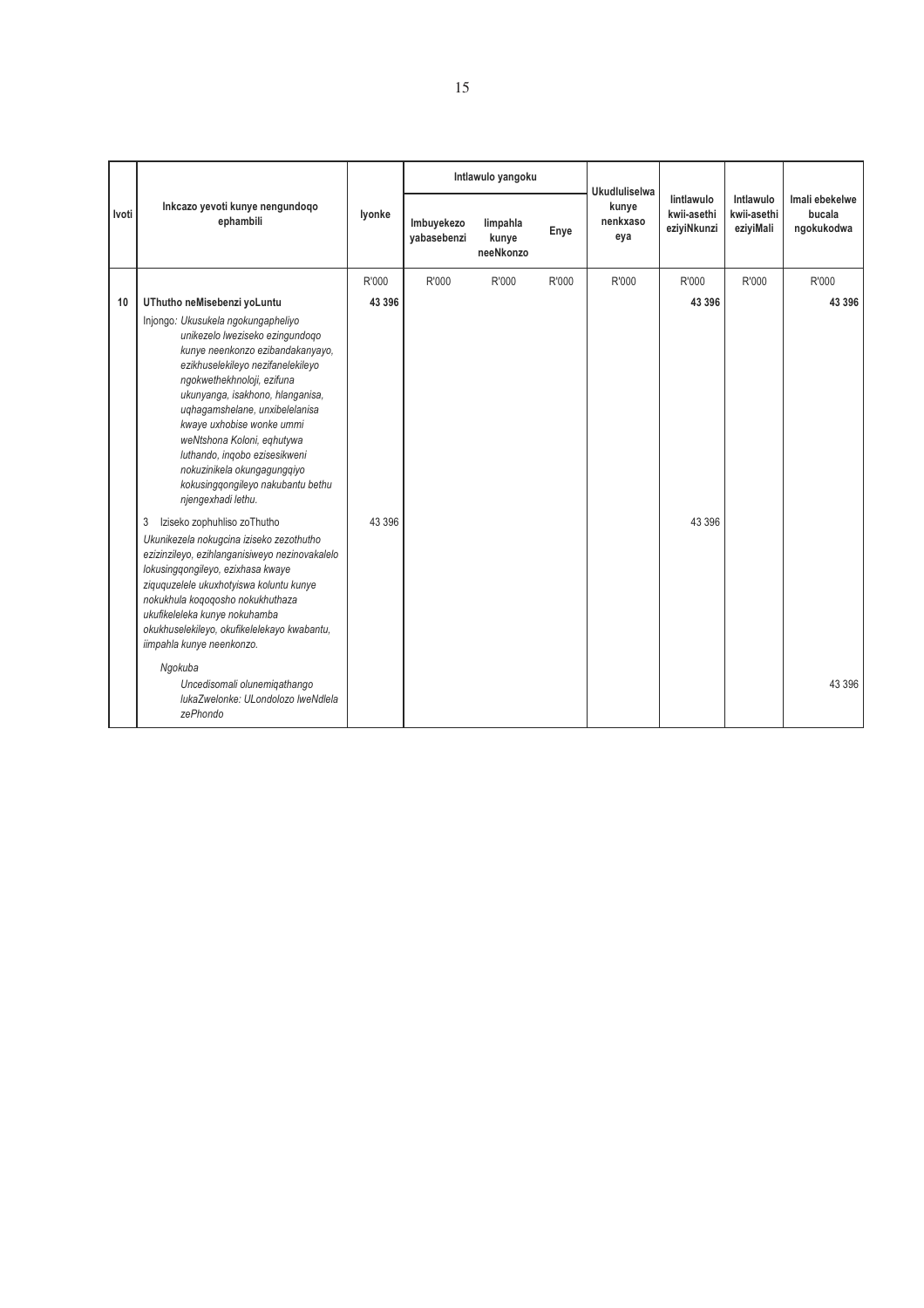| Ivoti | Inkcazo yevoti kunye nengundoqo ephambili | Iyonke | Intlawulo yangoku | | | Ukudluliselwa kunye nenkxaso eya | Iintlawulo kwii-asethi eziyiNkunzi | Intlawulo kwii-asethi eziyiMali | Imali ebekelwe bucala ngokukodwa |
|---|---|---|---|---|---|---|---|---|---|
| | | | Imbuyekezo yabasebenzi | Iimpahla kunye neeNkonzo | Enye | | | | |
| | | R'000 | R'000 | R'000 | R'000 | R'000 | R'000 | R'000 | R'000 |
| **10** | **UThutho neMisebenzi yoLuntu** | **43 396** | | | | | **43 396** | | **43 396** |
| | Injongo: *Ukusukela ngokungapheliyo unikezelo lweziseko ezingundoqo kunye neenkonzo ezibandakanyayo, ezikhuselekileyo nezifanelekileyo ngokwethekhnoloji, ezifuna ukunyanga, isakhono, hlanganisa, uqhagamshelane, unxibelelanisa kwaye uxhobise wonke ummi weNtshona Koloni, eqhutywa luthando, inqobo ezisesikweni nokuzinikela okungagungqiyo kokusingqongileyo nakubantu bethu njengexhadi lethu.* | | | | | | | | |
| | 3 Iziseko zophuhliso zoThutho<br>*Ukunikezela nokugcina iziseko zezothutho ezizinzileyo, ezihlanganisiweyo nezinovakalelo lokusingqongileyo, ezixhasa kwaye ziququzelele ukuxhotyiswa koluntu kunye nokukhula koqoqosho nokukhuthaza ukufikeleleka kunye nokuhamba okukhuselekileyo, okufikelelekayo kwabantu, iimpahla kunye neenkonzo.* | 43 396 | | | | | 43 396 | | |
| | *Ngokuba*<br>*Uncedisomali olunemiqathango lukaZwelonke: ULondolozo lweNdlela zePhondo* | | | | | | | | 43 396 |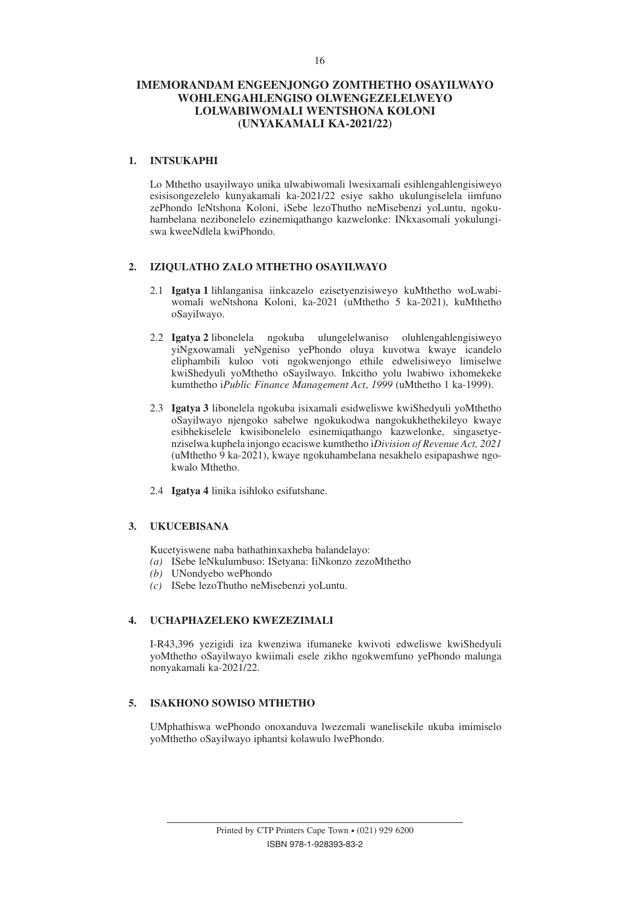# IMEMORANDAM ENGEENJONGO ZOMTHETHO OSAYILWAYO WOHLENGAHLENGISO OLWENGEZELELWEYO LOLWABIWOMALI WENTSHONA KOLONI (UNYAKAMALI KA-2021/22)

## 1. INTSUKAPHI

Lo Mthetho usayilwayo unika ulwabiwomali lwesixamali esihlengahlengisiweyo esisisongezelelo kunyakamali ka-2021/22 esiye sakho ukulungiselela iimfuno zePhondo leNtshona Koloni, iSebe lezoThutho neMisebenzi yoLuntu, ngokuhambelana nezibonelelo ezinemiqathango kazwelonke: INkxasomali yokulungiswa kweeNdlela kwiPhondo.

## 2. IZIQULATHO ZALO MTHETHO OSAYILWAYO

2.1 **Igatya 1** lihlanganisa iinkcazelo ezisetyenzisiweyo kuMthetho woLwabiwomali weNtshona Koloni, ka-2021 (uMthetho 5 ka-2021), kuMthetho oSayilwayo.

2.2 **Igatya 2** libonelela ngokuba ulungelelwaniso oluhlengahlengisiweyo yiNgxowamali yeNgeniso yePhondo oluya kuvotwa kwaye icandelo eliphambili kuloo voti ngokwenjongo ethile edwelisiweyo limiselwe kwiShedyuli yoMthetho oSayilwayo. Inkcitho yolu lwabiwo ixhomekeke kumthetho i*Public Finance Management Act*, *1999* (uMthetho 1 ka-1999).

2.3 **Igatya 3** libonelela ngokuba isixamali esidweliswe kwiShedyuli yoMthetho oSayilwayo njengoko sabelwe ngokukodwa nangokukhethekileyo kwaye esibhekiselele kwisibonelelo esinemiqathango kazwelonke, singasetyenziselwa kuphela injongo ecaciswe kumthetho i*Division of Revenue Act, 2021* (uMthetho 9 ka-2021), kwaye ngokuhambelana nesakhelo esipapashwe ngokwalo Mthetho.

2.4 **Igatya 4** linika isihloko esifutshane.

## 3. UKUCEBISANA

Kucetyiswene naba bathathinxaxheba balandelayo:

*(a)* ISebe leNkulumbuso: ISetyana: IiNkonzo zezoMthetho
*(b)* UNondyebo wePhondo
*(c)* ISebe lezoThutho neMisebenzi yoLuntu.

## 4. UCHAPHAZELEKO KWEZEZIMALI

I-R43,396 yezigidi iza kwenziwa ifumaneke kwivoti edweliswe kwiShedyuli yoMthetho oSayilwayo kwiimali esele zikho ngokwemfuno yePhondo malunga nonyakamali ka-2021/22.

## 5. ISAKHONO SOWISO MTHETHO

UMphathiswa wePhondo onoxanduva lwezemali wanelisekile ukuba imimiselo yoMthetho oSayilwayo iphantsi kolawulo lwePhondo.

Printed by CTP Printers Cape Town • (021) 929 6200
ISBN 978-1-928393-83-2